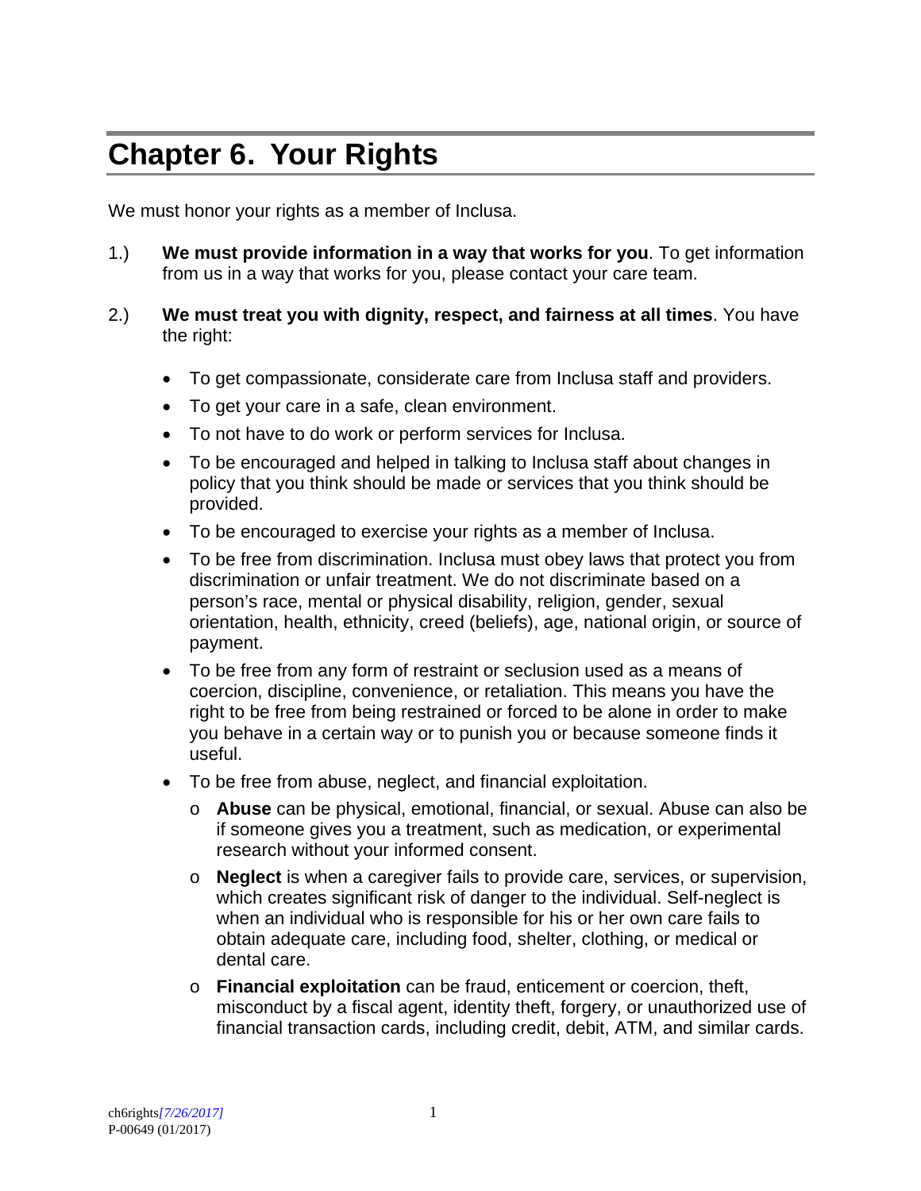# Chapter 6. Your Rights

We must honor your rights as a member of Inclusa.

1.) **We must provide information in a way that works for you**. To get information from us in a way that works for you, please contact your care team.

2.) **We must treat you with dignity, respect, and fairness at all times**. You have the right:

- To get compassionate, considerate care from Inclusa staff and providers.
- To get your care in a safe, clean environment.
- To not have to do work or perform services for Inclusa.
- To be encouraged and helped in talking to Inclusa staff about changes in policy that you think should be made or services that you think should be provided.
- To be encouraged to exercise your rights as a member of Inclusa.
- To be free from discrimination. Inclusa must obey laws that protect you from discrimination or unfair treatment. We do not discriminate based on a person's race, mental or physical disability, religion, gender, sexual orientation, health, ethnicity, creed (beliefs), age, national origin, or source of payment.
- To be free from any form of restraint or seclusion used as a means of coercion, discipline, convenience, or retaliation. This means you have the right to be free from being restrained or forced to be alone in order to make you behave in a certain way or to punish you or because someone finds it useful.
- To be free from abuse, neglect, and financial exploitation.
  - **Abuse** can be physical, emotional, financial, or sexual. Abuse can also be if someone gives you a treatment, such as medication, or experimental research without your informed consent.
  - **Neglect** is when a caregiver fails to provide care, services, or supervision, which creates significant risk of danger to the individual. Self-neglect is when an individual who is responsible for his or her own care fails to obtain adequate care, including food, shelter, clothing, or medical or dental care.
  - **Financial exploitation** can be fraud, enticement or coercion, theft, misconduct by a fiscal agent, identity theft, forgery, or unauthorized use of financial transaction cards, including credit, debit, ATM, and similar cards.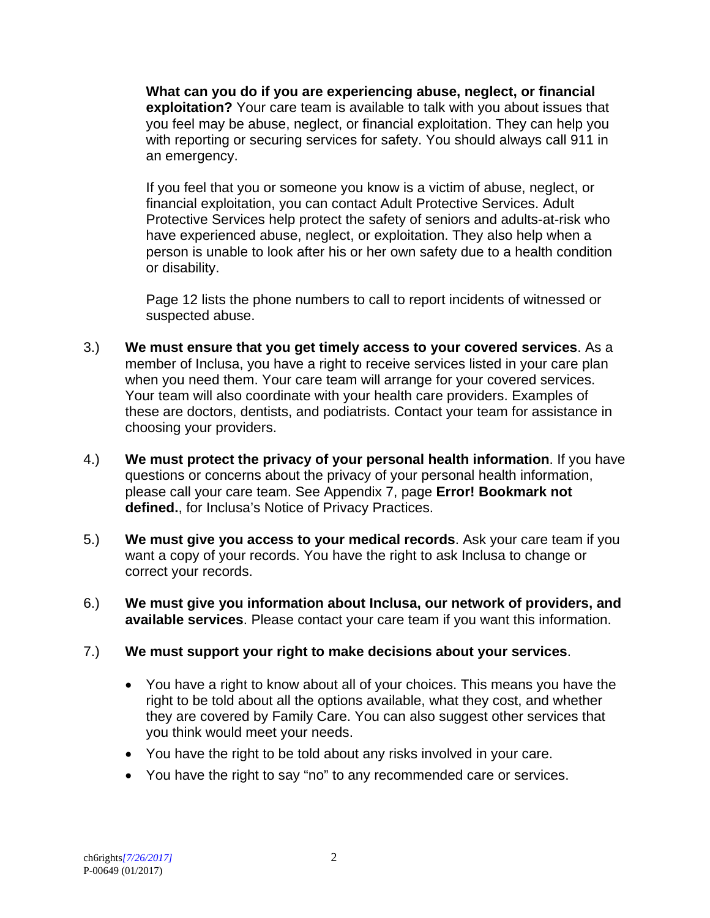**What can you do if you are experiencing abuse, neglect, or financial exploitation?** Your care team is available to talk with you about issues that you feel may be abuse, neglect, or financial exploitation. They can help you with reporting or securing services for safety. You should always call 911 in an emergency.

If you feel that you or someone you know is a victim of abuse, neglect, or financial exploitation, you can contact Adult Protective Services. Adult Protective Services help protect the safety of seniors and adults-at-risk who have experienced abuse, neglect, or exploitation. They also help when a person is unable to look after his or her own safety due to a health condition or disability.

Page 12 lists the phone numbers to call to report incidents of witnessed or suspected abuse.

3.) **We must ensure that you get timely access to your covered services**. As a member of Inclusa, you have a right to receive services listed in your care plan when you need them. Your care team will arrange for your covered services. Your team will also coordinate with your health care providers. Examples of these are doctors, dentists, and podiatrists. Contact your team for assistance in choosing your providers.

4.) **We must protect the privacy of your personal health information**. If you have questions or concerns about the privacy of your personal health information, please call your care team. See Appendix 7, page **Error! Bookmark not defined.**, for Inclusa's Notice of Privacy Practices.

5.) **We must give you access to your medical records**. Ask your care team if you want a copy of your records. You have the right to ask Inclusa to change or correct your records.

6.) **We must give you information about Inclusa, our network of providers, and available services**. Please contact your care team if you want this information.

7.) **We must support your right to make decisions about your services**.

- You have a right to know about all of your choices. This means you have the right to be told about all the options available, what they cost, and whether they are covered by Family Care. You can also suggest other services that you think would meet your needs.
- You have the right to be told about any risks involved in your care.
- You have the right to say "no" to any recommended care or services.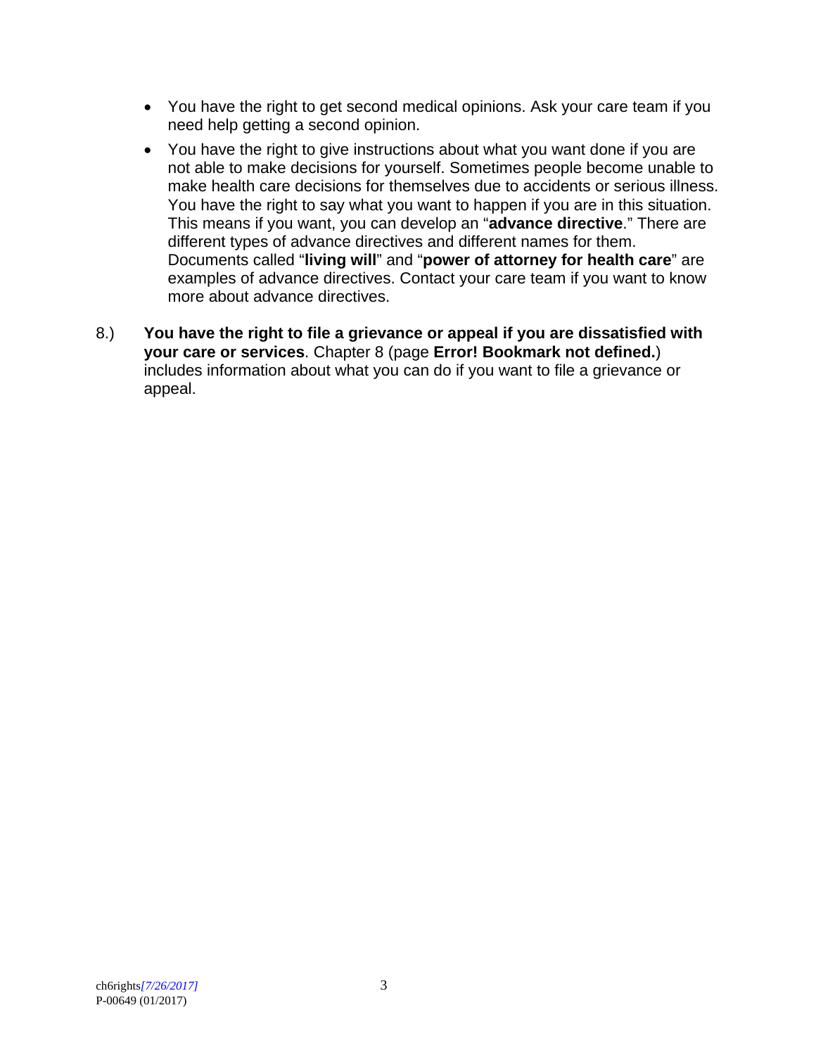- You have the right to get second medical opinions. Ask your care team if you need help getting a second opinion.
- You have the right to give instructions about what you want done if you are not able to make decisions for yourself. Sometimes people become unable to make health care decisions for themselves due to accidents or serious illness. You have the right to say what you want to happen if you are in this situation. This means if you want, you can develop an "**advance directive**." There are different types of advance directives and different names for them. Documents called "**living will**" and "**power of attorney for health care**" are examples of advance directives. Contact your care team if you want to know more about advance directives.

8.) **You have the right to file a grievance or appeal if you are dissatisfied with your care or services**. Chapter 8 (page **Error! Bookmark not defined.**) includes information about what you can do if you want to file a grievance or appeal.

ch6rights*[7/26/2017]*
P-00649 (01/2017)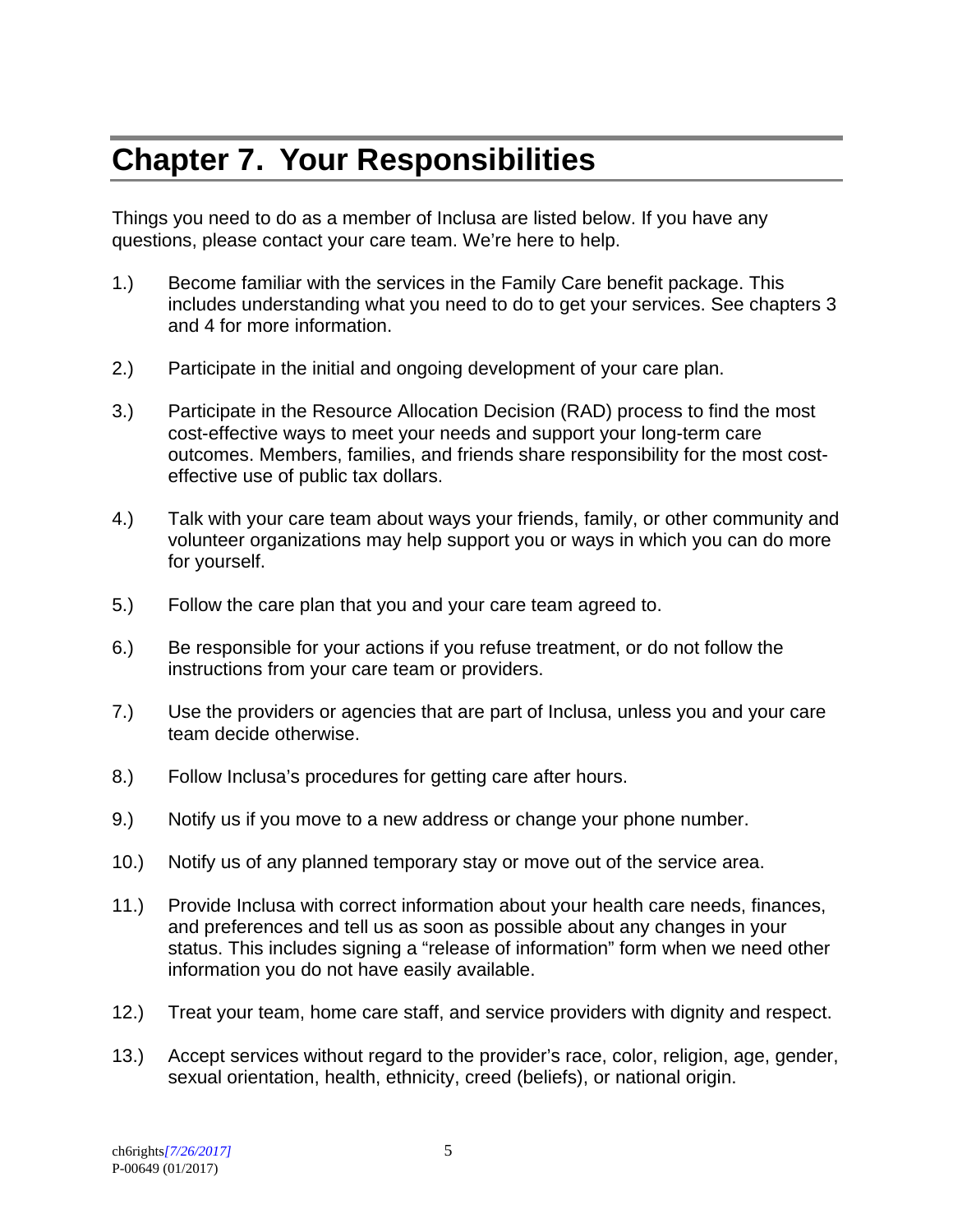# Chapter 7. Your Responsibilities

Things you need to do as a member of Inclusa are listed below. If you have any questions, please contact your care team. We're here to help.

1.) Become familiar with the services in the Family Care benefit package. This includes understanding what you need to do to get your services. See chapters 3 and 4 for more information.

2.) Participate in the initial and ongoing development of your care plan.

3.) Participate in the Resource Allocation Decision (RAD) process to find the most cost-effective ways to meet your needs and support your long-term care outcomes. Members, families, and friends share responsibility for the most cost-effective use of public tax dollars.

4.) Talk with your care team about ways your friends, family, or other community and volunteer organizations may help support you or ways in which you can do more for yourself.

5.) Follow the care plan that you and your care team agreed to.

6.) Be responsible for your actions if you refuse treatment, or do not follow the instructions from your care team or providers.

7.) Use the providers or agencies that are part of Inclusa, unless you and your care team decide otherwise.

8.) Follow Inclusa's procedures for getting care after hours.

9.) Notify us if you move to a new address or change your phone number.

10.) Notify us of any planned temporary stay or move out of the service area.

11.) Provide Inclusa with correct information about your health care needs, finances, and preferences and tell us as soon as possible about any changes in your status. This includes signing a "release of information" form when we need other information you do not have easily available.

12.) Treat your team, home care staff, and service providers with dignity and respect.

13.) Accept services without regard to the provider's race, color, religion, age, gender, sexual orientation, health, ethnicity, creed (beliefs), or national origin.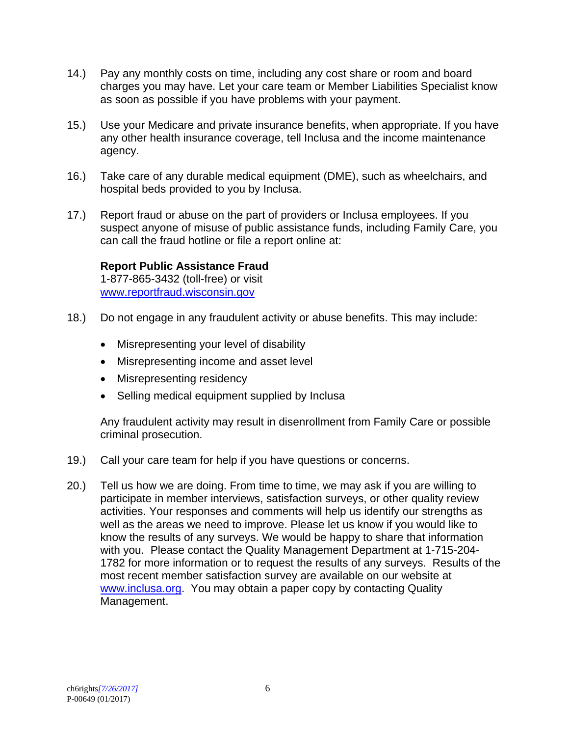14.) Pay any monthly costs on time, including any cost share or room and board charges you may have. Let your care team or Member Liabilities Specialist know as soon as possible if you have problems with your payment.

15.) Use your Medicare and private insurance benefits, when appropriate. If you have any other health insurance coverage, tell Inclusa and the income maintenance agency.

16.) Take care of any durable medical equipment (DME), such as wheelchairs, and hospital beds provided to you by Inclusa.

17.) Report fraud or abuse on the part of providers or Inclusa employees. If you suspect anyone of misuse of public assistance funds, including Family Care, you can call the fraud hotline or file a report online at:

**Report Public Assistance Fraud**
1-877-865-3432 (toll-free) or visit
[www.reportfraud.wisconsin.gov](www.reportfraud.wisconsin.gov)

18.) Do not engage in any fraudulent activity or abuse benefits. This may include:

- Misrepresenting your level of disability
- Misrepresenting income and asset level
- Misrepresenting residency
- Selling medical equipment supplied by Inclusa

Any fraudulent activity may result in disenrollment from Family Care or possible criminal prosecution.

19.) Call your care team for help if you have questions or concerns.

20.) Tell us how we are doing. From time to time, we may ask if you are willing to participate in member interviews, satisfaction surveys, or other quality review activities. Your responses and comments will help us identify our strengths as well as the areas we need to improve. Please let us know if you would like to know the results of any surveys. We would be happy to share that information with you. Please contact the Quality Management Department at 1-715-204-1782 for more information or to request the results of any surveys. Results of the most recent member satisfaction survey are available on our website at [www.inclusa.org](www.inclusa.org). You may obtain a paper copy by contacting Quality Management.

ch6rights*[7/26/2017]*
P-00649 (01/2017)